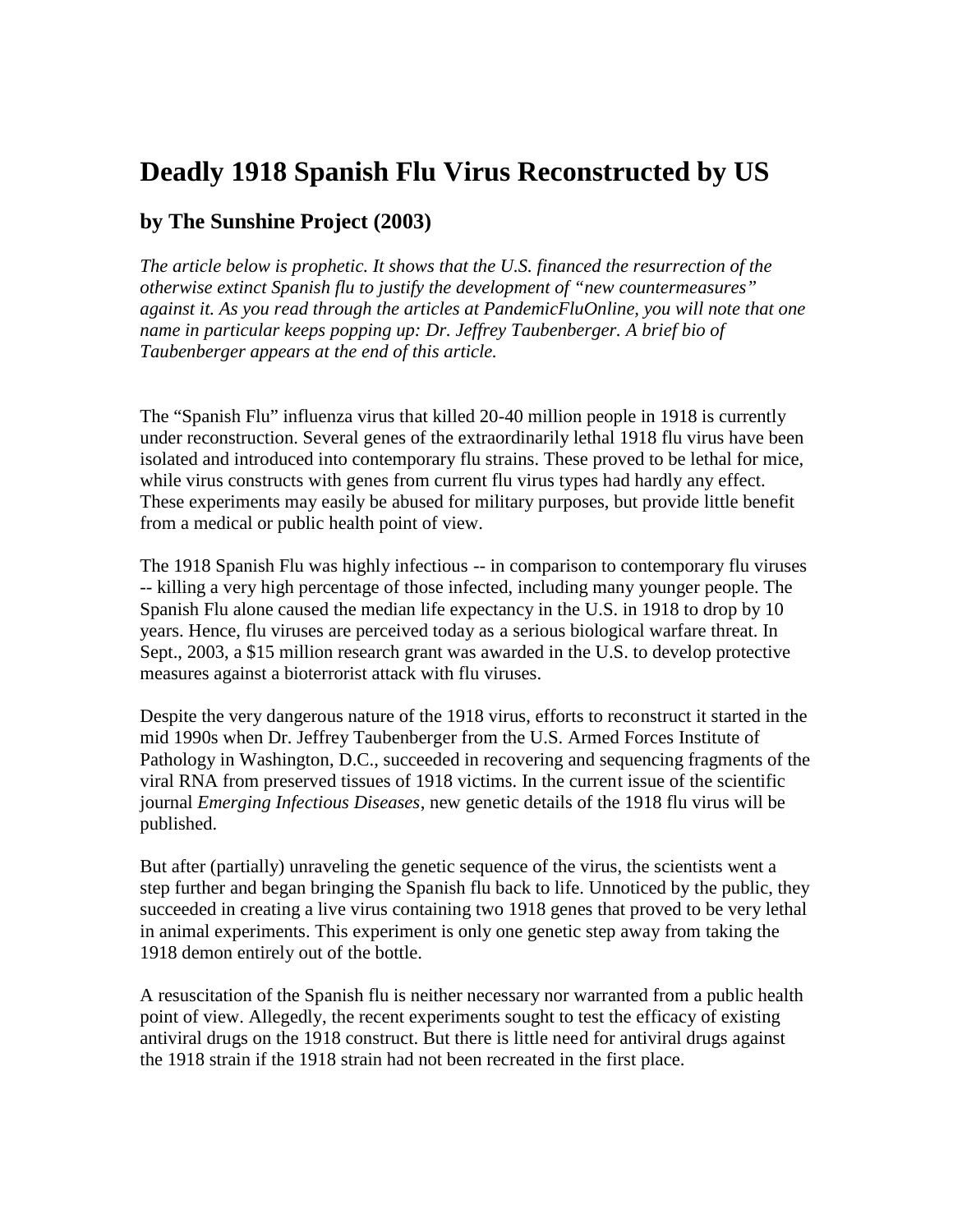# Deadly 1918 Spanish Flu Virus Reconstructed by US

## by The Sunshine Project (2003)

*The article below is prophetic. It shows that the U.S. financed the resurrection of the otherwise extinct Spanish flu to justify the development of "new countermeasures" against it. As you read through the articles at PandemicFluOnline, you will note that one name in particular keeps popping up: Dr. Jeffrey Taubenberger. A brief bio of Taubenberger appears at the end of this article.*

The "Spanish Flu" influenza virus that killed 20-40 million people in 1918 is currently under reconstruction. Several genes of the extraordinarily lethal 1918 flu virus have been isolated and introduced into contemporary flu strains. These proved to be lethal for mice, while virus constructs with genes from current flu virus types had hardly any effect. These experiments may easily be abused for military purposes, but provide little benefit from a medical or public health point of view.

The 1918 Spanish Flu was highly infectious -- in comparison to contemporary flu viruses -- killing a very high percentage of those infected, including many younger people. The Spanish Flu alone caused the median life expectancy in the U.S. in 1918 to drop by 10 years. Hence, flu viruses are perceived today as a serious biological warfare threat. In Sept., 2003, a $15 million research grant was awarded in the U.S. to develop protective measures against a bioterrorist attack with flu viruses.

Despite the very dangerous nature of the 1918 virus, efforts to reconstruct it started in the mid 1990s when Dr. Jeffrey Taubenberger from the U.S. Armed Forces Institute of Pathology in Washington, D.C., succeeded in recovering and sequencing fragments of the viral RNA from preserved tissues of 1918 victims. In the current issue of the scientific journal *Emerging Infectious Diseases*, new genetic details of the 1918 flu virus will be published.

But after (partially) unraveling the genetic sequence of the virus, the scientists went a step further and began bringing the Spanish flu back to life. Unnoticed by the public, they succeeded in creating a live virus containing two 1918 genes that proved to be very lethal in animal experiments. This experiment is only one genetic step away from taking the 1918 demon entirely out of the bottle.

A resuscitation of the Spanish flu is neither necessary nor warranted from a public health point of view. Allegedly, the recent experiments sought to test the efficacy of existing antiviral drugs on the 1918 construct. But there is little need for antiviral drugs against the 1918 strain if the 1918 strain had not been recreated in the first place.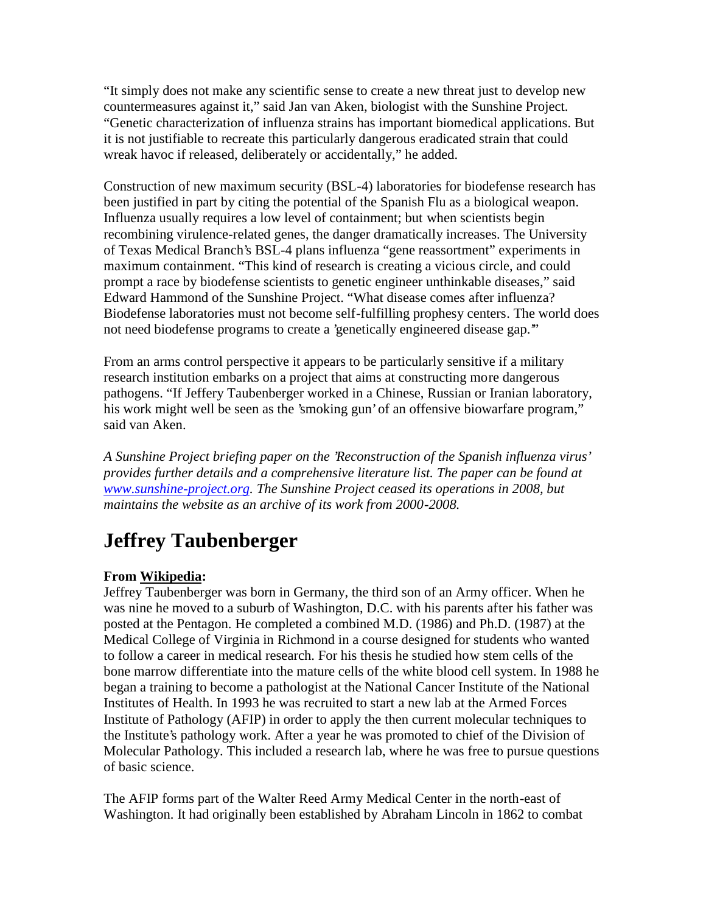"It simply does not make any scientific sense to create a new threat just to develop new countermeasures against it," said Jan van Aken, biologist with the Sunshine Project. "Genetic characterization of influenza strains has important biomedical applications. But it is not justifiable to recreate this particularly dangerous eradicated strain that could wreak havoc if released, deliberately or accidentally," he added.

Construction of new maximum security (BSL-4) laboratories for biodefense research has been justified in part by citing the potential of the Spanish Flu as a biological weapon. Influenza usually requires a low level of containment; but when scientists begin recombining virulence-related genes, the danger dramatically increases. The University of Texas Medical Branch's BSL-4 plans influenza "gene reassortment" experiments in maximum containment. "This kind of research is creating a vicious circle, and could prompt a race by biodefense scientists to genetic engineer unthinkable diseases," said Edward Hammond of the Sunshine Project. "What disease comes after influenza? Biodefense laboratories must not become self-fulfilling prophesy centers. The world does not need biodefense programs to create a 'genetically engineered disease gap.'"

From an arms control perspective it appears to be particularly sensitive if a military research institution embarks on a project that aims at constructing more dangerous pathogens. "If Jeffery Taubenberger worked in a Chinese, Russian or Iranian laboratory, his work might well be seen as the 'smoking gun' of an offensive biowarfare program," said van Aken.

*A Sunshine Project briefing paper on the 'Reconstruction of the Spanish influenza virus' provides further details and a comprehensive literature list. The paper can be found at [www.sunshine-project.org](http://www.sunshine-project.org). The Sunshine Project ceased its operations in 2008, but maintains the website as an archive of its work from 2000-2008.*

# Jeffrey Taubenberger

**From Wikipedia:**
Jeffrey Taubenberger was born in Germany, the third son of an Army officer. When he was nine he moved to a suburb of Washington, D.C. with his parents after his father was posted at the Pentagon. He completed a combined M.D. (1986) and Ph.D. (1987) at the Medical College of Virginia in Richmond in a course designed for students who wanted to follow a career in medical research. For his thesis he studied how stem cells of the bone marrow differentiate into the mature cells of the white blood cell system. In 1988 he began a training to become a pathologist at the National Cancer Institute of the National Institutes of Health. In 1993 he was recruited to start a new lab at the Armed Forces Institute of Pathology (AFIP) in order to apply the then current molecular techniques to the Institute's pathology work. After a year he was promoted to chief of the Division of Molecular Pathology. This included a research lab, where he was free to pursue questions of basic science.

The AFIP forms part of the Walter Reed Army Medical Center in the north-east of Washington. It had originally been established by Abraham Lincoln in 1862 to combat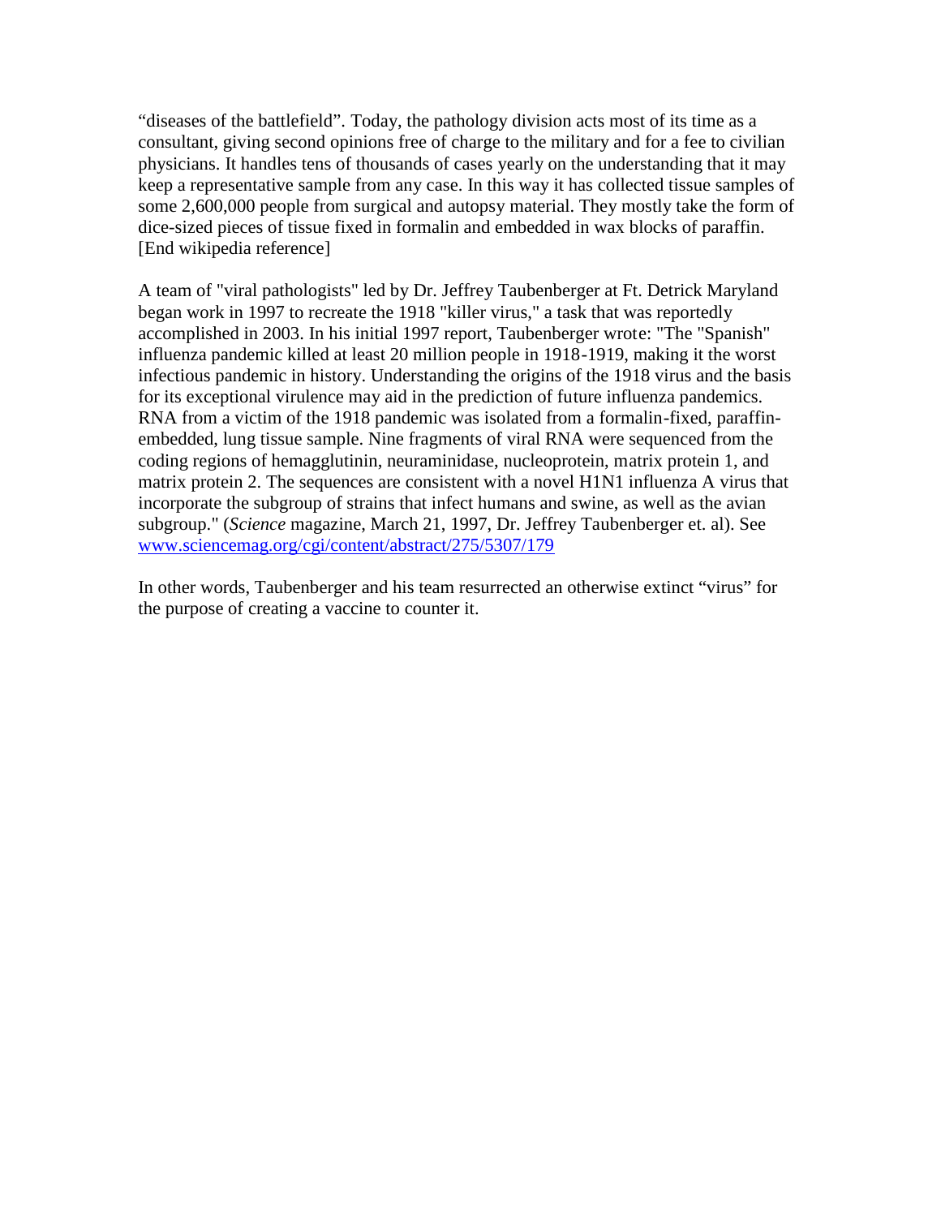“diseases of the battlefield”. Today, the pathology division acts most of its time as a consultant, giving second opinions free of charge to the military and for a fee to civilian physicians. It handles tens of thousands of cases yearly on the understanding that it may keep a representative sample from any case. In this way it has collected tissue samples of some 2,600,000 people from surgical and autopsy material. They mostly take the form of dice-sized pieces of tissue fixed in formalin and embedded in wax blocks of paraffin. [End wikipedia reference]

A team of "viral pathologists" led by Dr. Jeffrey Taubenberger at Ft. Detrick Maryland began work in 1997 to recreate the 1918 "killer virus," a task that was reportedly accomplished in 2003. In his initial 1997 report, Taubenberger wrote: "The "Spanish" influenza pandemic killed at least 20 million people in 1918-1919, making it the worst infectious pandemic in history. Understanding the origins of the 1918 virus and the basis for its exceptional virulence may aid in the prediction of future influenza pandemics. RNA from a victim of the 1918 pandemic was isolated from a formalin-fixed, paraffin-embedded, lung tissue sample. Nine fragments of viral RNA were sequenced from the coding regions of hemagglutinin, neuraminidase, nucleoprotein, matrix protein 1, and matrix protein 2. The sequences are consistent with a novel H1N1 influenza A virus that incorporate the subgroup of strains that infect humans and swine, as well as the avian subgroup." (*Science* magazine, March 21, 1997, Dr. Jeffrey Taubenberger et. al). See [www.sciencemag.org/cgi/content/abstract/275/5307/179](www.sciencemag.org/cgi/content/abstract/275/5307/179)

In other words, Taubenberger and his team resurrected an otherwise extinct “virus” for the purpose of creating a vaccine to counter it.